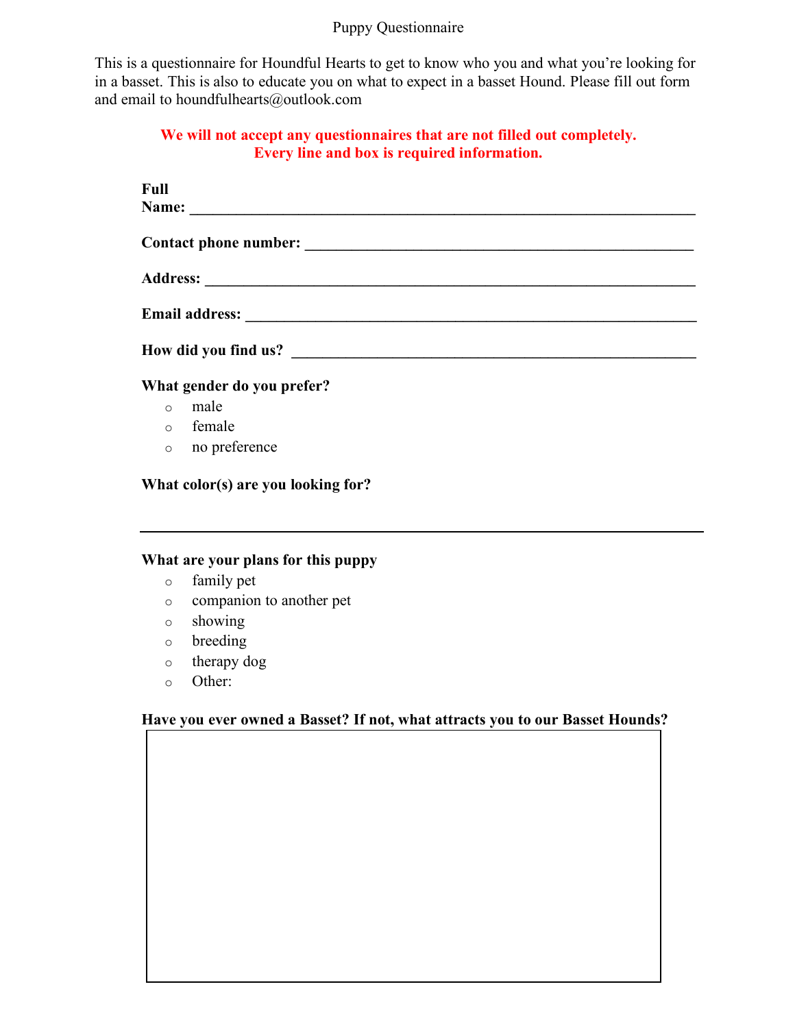# Puppy Questionnaire

This is a questionnaire for Houndful Hearts to get to know who you and what you're looking for in a basset. This is also to educate you on what to expect in a basset Hound. Please fill out form and email to houndfulhearts@outlook.com

**We will not accept any questionnaires that are not filled out completely. Every line and box is required information.**

**Full Name:** ___________________________________________________________________

**Contact phone number:** ____________________________________________________

**Address:** _______________________________________________________________

**Email address:** ___________________________________________________________

**How did you find us?** ______________________________________________________

**What gender do you prefer?**

- male
- female
- no preference

**What color(s) are you looking for?**

___________________________________________________________________________

**What are your plans for this puppy**

- family pet
- companion to another pet
- showing
- breeding
- therapy dog
- Other:

**Have you ever owned a Basset? If not, what attracts you to our Basset Hounds?**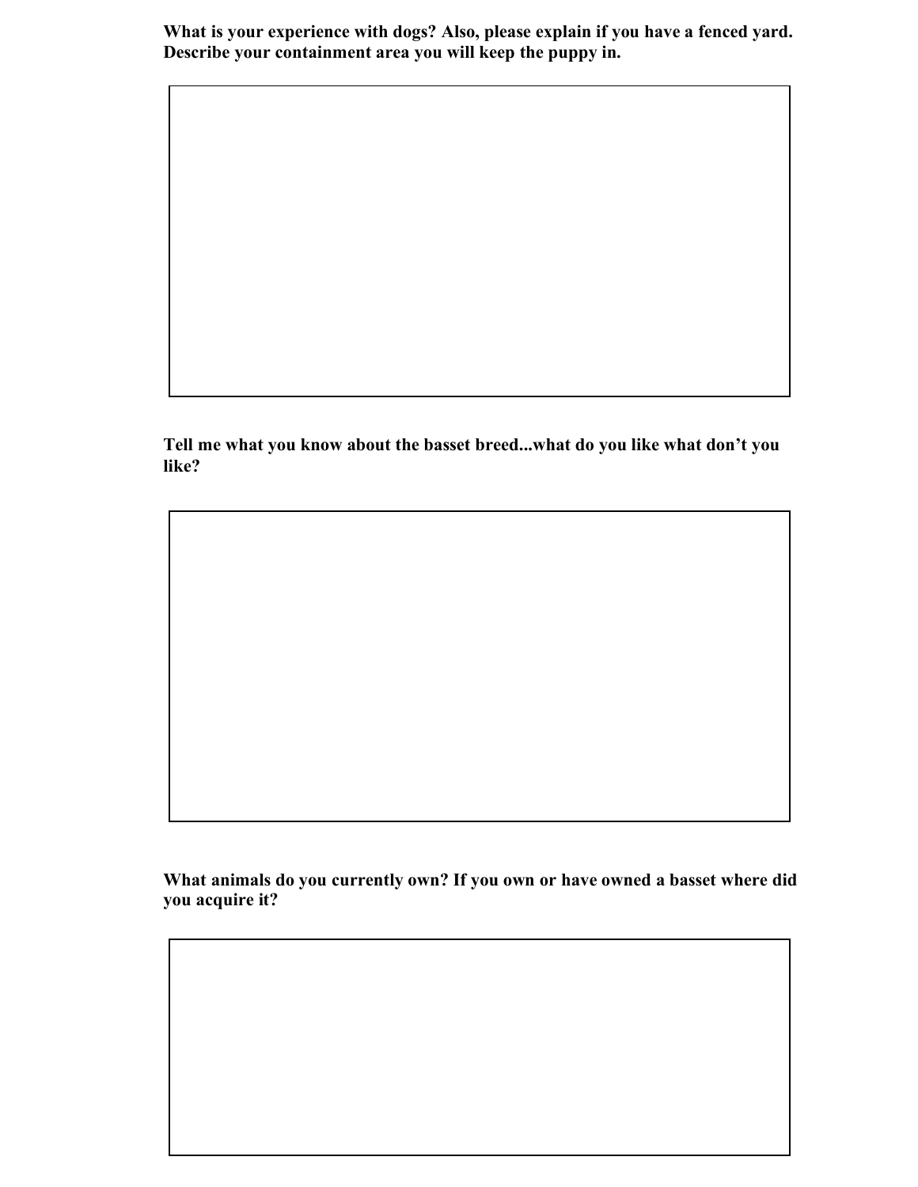**What is your experience with dogs? Also, please explain if you have a fenced yard. Describe your containment area you will keep the puppy in.**

**Tell me what you know about the basset breed...what do you like what don't you like?**

**What animals do you currently own? If you own or have owned a basset where did you acquire it?**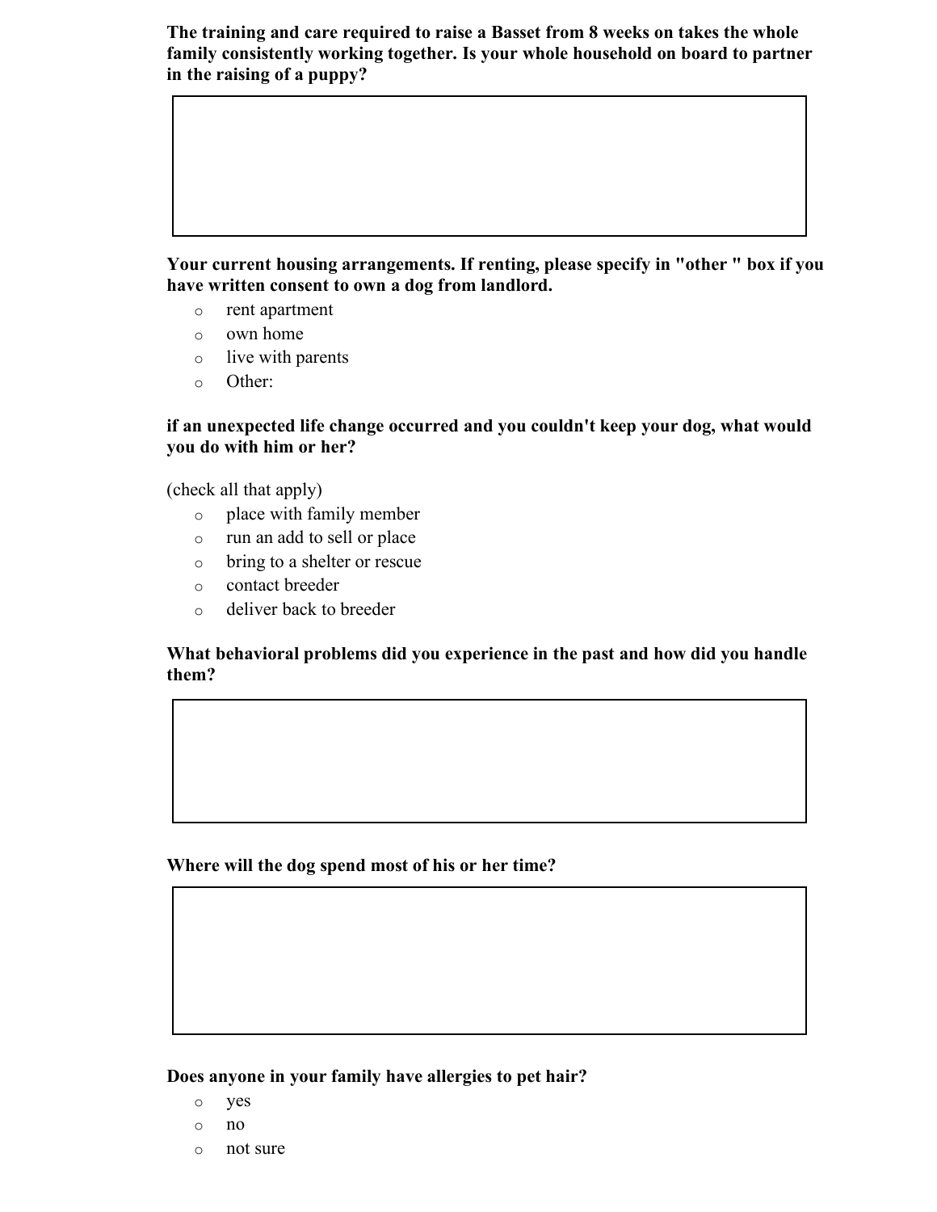**The training and care required to raise a Basset from 8 weeks on takes the whole family consistently working together. Is your whole household on board to partner in the raising of a puppy?**

**Your current housing arrangements. If renting, please specify in "other " box if you have written consent to own a dog from landlord.**

- rent apartment
- own home
- live with parents
- Other:

**if an unexpected life change occurred and you couldn't keep your dog, what would you do with him or her?**

(check all that apply)

- place with family member
- run an add to sell or place
- bring to a shelter or rescue
- contact breeder
- deliver back to breeder

**What behavioral problems did you experience in the past and how did you handle them?**

**Where will the dog spend most of his or her time?**

**Does anyone in your family have allergies to pet hair?**

- yes
- no
- not sure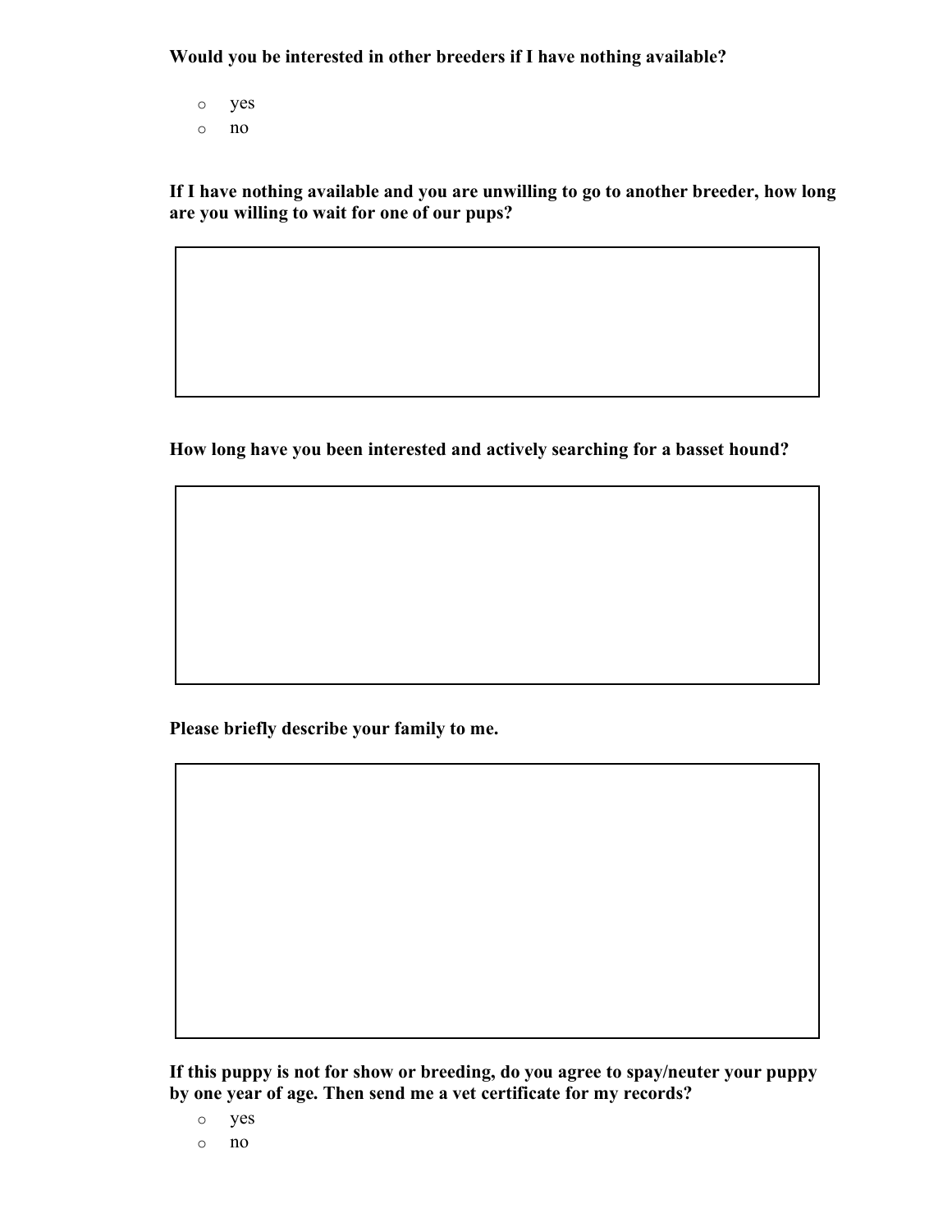**Would you be interested in other breeders if I have nothing available?**

- yes
- no

**If I have nothing available and you are unwilling to go to another breeder, how long are you willing to wait for one of our pups?**

**How long have you been interested and actively searching for a basset hound?**

**Please briefly describe your family to me.**

**If this puppy is not for show or breeding, do you agree to spay/neuter your puppy by one year of age. Then send me a vet certificate for my records?**

- yes
- no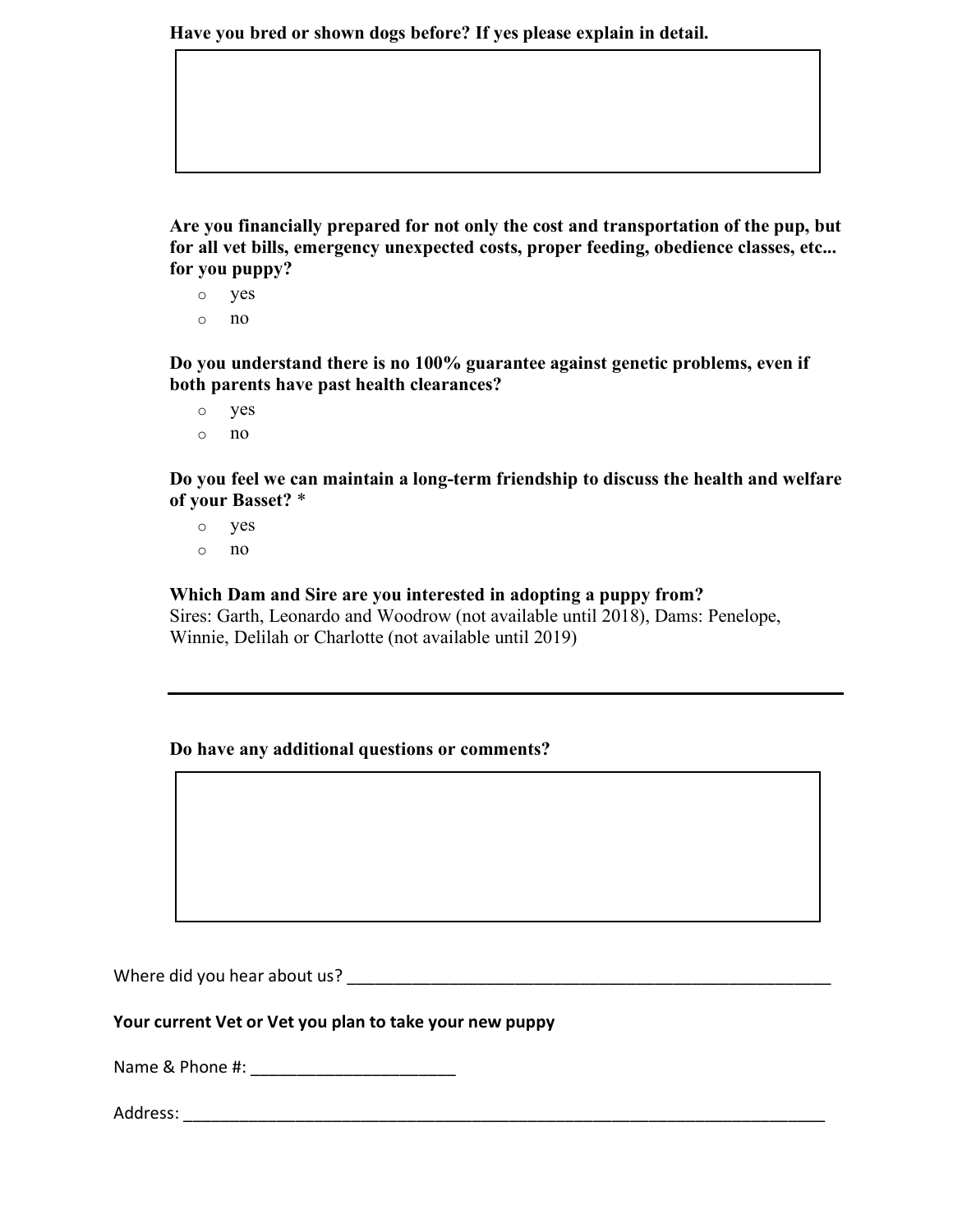**Have you bred or shown dogs before? If yes please explain in detail.**

**Are you financially prepared for not only the cost and transportation of the pup, but for all vet bills, emergency unexpected costs, proper feeding, obedience classes, etc... for you puppy?**

- yes
- no

**Do you understand there is no 100% guarantee against genetic problems, even if both parents have past health clearances?**

- yes
- no

**Do you feel we can maintain a long-term friendship to discuss the health and welfare of your Basset?** *

- yes
- no

**Which Dam and Sire are you interested in adopting a puppy from?**
Sires: Garth, Leonardo and Woodrow (not available until 2018), Dams: Penelope, Winnie, Delilah or Charlotte (not available until 2019)

---

**Do have any additional questions or comments?**

Where did you hear about us? ______________________________________________________

**Your current Vet or Vet you plan to take your new puppy**

Name & Phone #: ______________________

Address: ______________________________________________________________________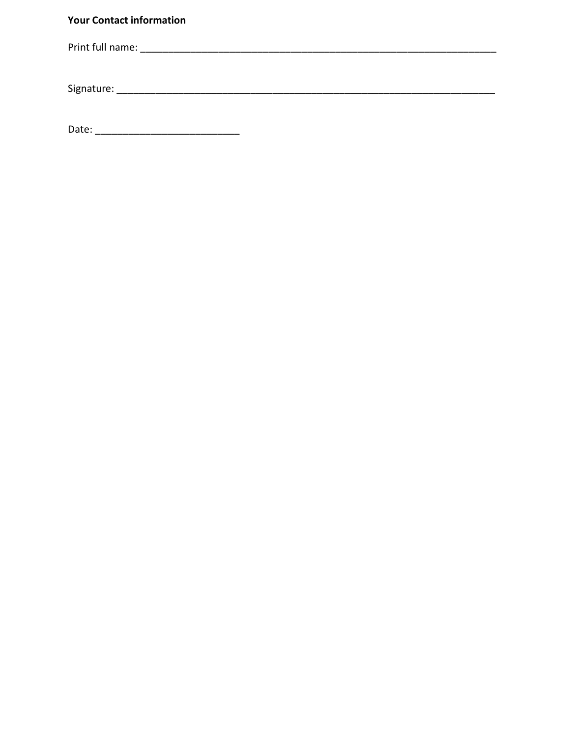**Your Contact information**

Print full name: ___________________________________________________________________

Signature: _______________________________________________________________________

Date: ___________________________